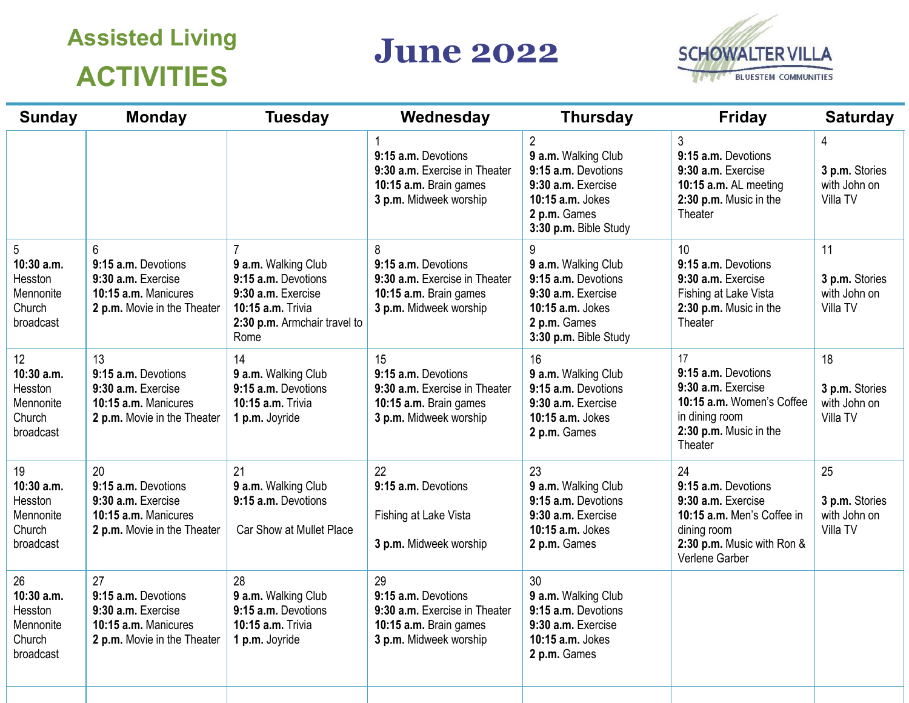# Assisted Living ACTIVITIES

# June 2022

SCHOWALTER VILLA
BLUESTEM COMMUNITIES

| Sunday | Monday | Tuesday | Wednesday | Thursday | Friday | Saturday |
|---|---|---|---|---|---|---|
| | | | 1<br>**9:15 a.m.** Devotions<br>**9:30 a.m.** Exercise in Theater<br>**10:15 a.m.** Brain games<br>**3 p.m.** Midweek worship | 2<br>**9 a.m.** Walking Club<br>**9:15 a.m.** Devotions<br>**9:30 a.m.** Exercise<br>**10:15 a.m.** Jokes<br>**2 p.m.** Games<br>**3:30 p.m.** Bible Study | 3<br>**9:15 a.m.** Devotions<br>**9:30 a.m.** Exercise<br>**10:15 a.m.** AL meeting<br>**2:30 p.m.** Music in the Theater | 4<br>**3 p.m.** Stories with John on Villa TV |
| 5<br>**10:30 a.m.** Hesston Mennonite Church broadcast | 6<br>**9:15 a.m.** Devotions<br>**9:30 a.m.** Exercise<br>**10:15 a.m.** Manicures<br>**2 p.m.** Movie in the Theater | 7<br>**9 a.m.** Walking Club<br>**9:15 a.m.** Devotions<br>**9:30 a.m.** Exercise<br>**10:15 a.m.** Trivia<br>**2:30 p.m.** Armchair travel to Rome | 8<br>**9:15 a.m.** Devotions<br>**9:30 a.m.** Exercise in Theater<br>**10:15 a.m.** Brain games<br>**3 p.m.** Midweek worship | 9<br>**9 a.m.** Walking Club<br>**9:15 a.m.** Devotions<br>**9:30 a.m.** Exercise<br>**10:15 a.m.** Jokes<br>**2 p.m.** Games<br>**3:30 p.m.** Bible Study | 10<br>**9:15 a.m.** Devotions<br>**9:30 a.m.** Exercise<br>Fishing at Lake Vista<br>**2:30 p.m.** Music in the Theater | 11<br>**3 p.m.** Stories with John on Villa TV |
| 12<br>**10:30 a.m.** Hesston Mennonite Church broadcast | 13<br>**9:15 a.m.** Devotions<br>**9:30 a.m.** Exercise<br>**10:15 a.m.** Manicures<br>**2 p.m.** Movie in the Theater | 14<br>**9 a.m.** Walking Club<br>**9:15 a.m.** Devotions<br>**10:15 a.m.** Trivia<br>**1 p.m.** Joyride | 15<br>**9:15 a.m.** Devotions<br>**9:30 a.m.** Exercise in Theater<br>**10:15 a.m.** Brain games<br>**3 p.m.** Midweek worship | 16<br>**9 a.m.** Walking Club<br>**9:15 a.m.** Devotions<br>**9:30 a.m.** Exercise<br>**10:15 a.m.** Jokes<br>**2 p.m.** Games | 17<br>**9:15 a.m.** Devotions<br>**9:30 a.m.** Exercise<br>**10:15 a.m.** Women's Coffee in dining room<br>**2:30 p.m.** Music in the Theater | 18<br>**3 p.m.** Stories with John on Villa TV |
| 19<br>**10:30 a.m.** Hesston Mennonite Church broadcast | 20<br>**9:15 a.m.** Devotions<br>**9:30 a.m.** Exercise<br>**10:15 a.m.** Manicures<br>**2 p.m.** Movie in the Theater | 21<br>**9 a.m.** Walking Club<br>**9:15 a.m.** Devotions<br>Car Show at Mullet Place | 22<br>**9:15 a.m.** Devotions<br>Fishing at Lake Vista<br>**3 p.m.** Midweek worship | 23<br>**9 a.m.** Walking Club<br>**9:15 a.m.** Devotions<br>**9:30 a.m.** Exercise<br>**10:15 a.m.** Jokes<br>**2 p.m.** Games | 24<br>**9:15 a.m.** Devotions<br>**9:30 a.m.** Exercise<br>**10:15 a.m.** Men's Coffee in dining room<br>**2:30 p.m.** Music with Ron & Verlene Garber | 25<br>**3 p.m.** Stories with John on Villa TV |
| 26<br>**10:30 a.m.** Hesston Mennonite Church broadcast | 27<br>**9:15 a.m.** Devotions<br>**9:30 a.m.** Exercise<br>**10:15 a.m.** Manicures<br>**2 p.m.** Movie in the Theater | 28<br>**9 a.m.** Walking Club<br>**9:15 a.m.** Devotions<br>**10:15 a.m.** Trivia<br>**1 p.m.** Joyride | 29<br>**9:15 a.m.** Devotions<br>**9:30 a.m.** Exercise in Theater<br>**10:15 a.m.** Brain games<br>**3 p.m.** Midweek worship | 30<br>**9 a.m.** Walking Club<br>**9:15 a.m.** Devotions<br>**9:30 a.m.** Exercise<br>**10:15 a.m.** Jokes<br>**2 p.m.** Games | | |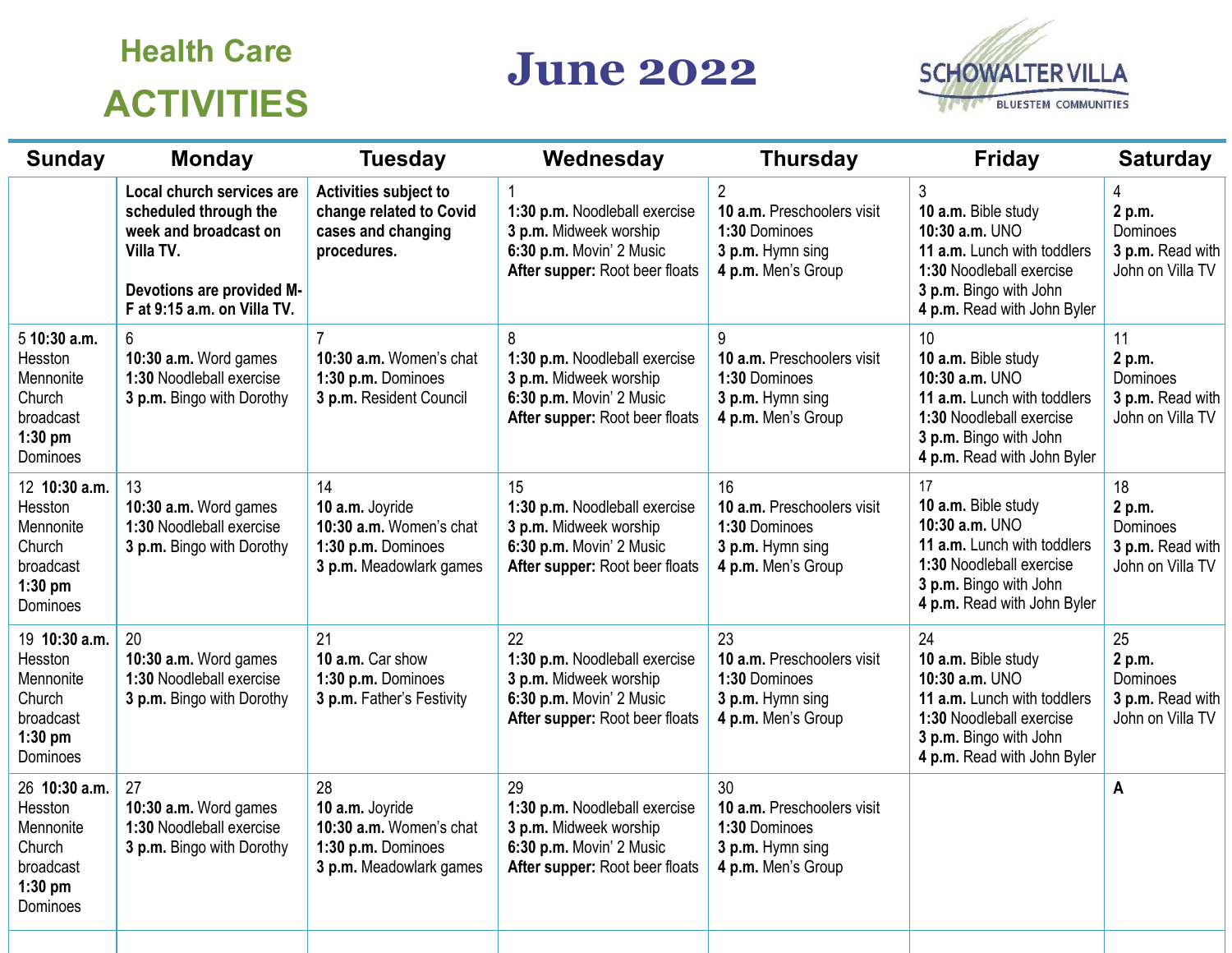# Health Care ACTIVITIES

# June 2022

SCHOWALTER VILLA
BLUESTEM COMMUNITIES

| Sunday | Monday | Tuesday | Wednesday | Thursday | Friday | Saturday |
|---|---|---|---|---|---|---|
| | **Local church services are scheduled through the week and broadcast on Villa TV.**<br><br>**Devotions are provided M-F at 9:15 a.m. on Villa TV.** | **Activities subject to change related to Covid cases and changing procedures.** | 1<br>**1:30 p.m.** Noodleball exercise<br>**3 p.m.** Midweek worship<br>**6:30 p.m.** Movin' 2 Music<br>**After supper:** Root beer floats | 2<br>**10 a.m.** Preschoolers visit<br>**1:30** Dominoes<br>**3 p.m.** Hymn sing<br>**4 p.m.** Men's Group | 3<br>**10 a.m.** Bible study<br>**10:30 a.m.** UNO<br>**11 a.m.** Lunch with toddlers<br>**1:30** Noodleball exercise<br>**3 p.m.** Bingo with John<br>**4 p.m.** Read with John Byler | 4<br>**2 p.m.** Dominoes<br>**3 p.m.** Read with John on Villa TV |
| 5 **10:30 a.m.** Hesston Mennonite Church broadcast<br>**1:30 pm** Dominoes | 6<br>**10:30 a.m.** Word games<br>**1:30** Noodleball exercise<br>**3 p.m.** Bingo with Dorothy | 7<br>**10:30 a.m.** Women's chat<br>**1:30 p.m.** Dominoes<br>**3 p.m.** Resident Council | 8<br>**1:30 p.m.** Noodleball exercise<br>**3 p.m.** Midweek worship<br>**6:30 p.m.** Movin' 2 Music<br>**After supper:** Root beer floats | 9<br>**10 a.m.** Preschoolers visit<br>**1:30** Dominoes<br>**3 p.m.** Hymn sing<br>**4 p.m.** Men's Group | 10<br>**10 a.m.** Bible study<br>**10:30 a.m.** UNO<br>**11 a.m.** Lunch with toddlers<br>**1:30** Noodleball exercise<br>**3 p.m.** Bingo with John<br>**4 p.m.** Read with John Byler | 11<br>**2 p.m.** Dominoes<br>**3 p.m.** Read with John on Villa TV |
| 12 **10:30 a.m.** Hesston Mennonite Church broadcast<br>**1:30 pm** Dominoes | 13<br>**10:30 a.m.** Word games<br>**1:30** Noodleball exercise<br>**3 p.m.** Bingo with Dorothy | 14<br>**10 a.m.** Joyride<br>**10:30 a.m.** Women's chat<br>**1:30 p.m.** Dominoes<br>**3 p.m.** Meadowlark games | 15<br>**1:30 p.m.** Noodleball exercise<br>**3 p.m.** Midweek worship<br>**6:30 p.m.** Movin' 2 Music<br>**After supper:** Root beer floats | 16<br>**10 a.m.** Preschoolers visit<br>**1:30** Dominoes<br>**3 p.m.** Hymn sing<br>**4 p.m.** Men's Group | 17<br>**10 a.m.** Bible study<br>**10:30 a.m.** UNO<br>**11 a.m.** Lunch with toddlers<br>**1:30** Noodleball exercise<br>**3 p.m.** Bingo with John<br>**4 p.m.** Read with John Byler | 18<br>**2 p.m.** Dominoes<br>**3 p.m.** Read with John on Villa TV |
| 19 **10:30 a.m.** Hesston Mennonite Church broadcast<br>**1:30 pm** Dominoes | 20<br>**10:30 a.m.** Word games<br>**1:30** Noodleball exercise<br>**3 p.m.** Bingo with Dorothy | 21<br>**10 a.m.** Car show<br>**1:30 p.m.** Dominoes<br>**3 p.m.** Father's Festivity | 22<br>**1:30 p.m.** Noodleball exercise<br>**3 p.m.** Midweek worship<br>**6:30 p.m.** Movin' 2 Music<br>**After supper:** Root beer floats | 23<br>**10 a.m.** Preschoolers visit<br>**1:30** Dominoes<br>**3 p.m.** Hymn sing<br>**4 p.m.** Men's Group | 24<br>**10 a.m.** Bible study<br>**10:30 a.m.** UNO<br>**11 a.m.** Lunch with toddlers<br>**1:30** Noodleball exercise<br>**3 p.m.** Bingo with John<br>**4 p.m.** Read with John Byler | 25<br>**2 p.m.** Dominoes<br>**3 p.m.** Read with John on Villa TV |
| 26 **10:30 a.m.** Hesston Mennonite Church broadcast<br>**1:30 pm** Dominoes | 27<br>**10:30 a.m.** Word games<br>**1:30** Noodleball exercise<br>**3 p.m.** Bingo with Dorothy | 28<br>**10 a.m.** Joyride<br>**10:30 a.m.** Women's chat<br>**1:30 p.m.** Dominoes<br>**3 p.m.** Meadowlark games | 29<br>**1:30 p.m.** Noodleball exercise<br>**3 p.m.** Midweek worship<br>**6:30 p.m.** Movin' 2 Music<br>**After supper:** Root beer floats | 30<br>**10 a.m.** Preschoolers visit<br>**1:30** Dominoes<br>**3 p.m.** Hymn sing<br>**4 p.m.** Men's Group | | **A** |